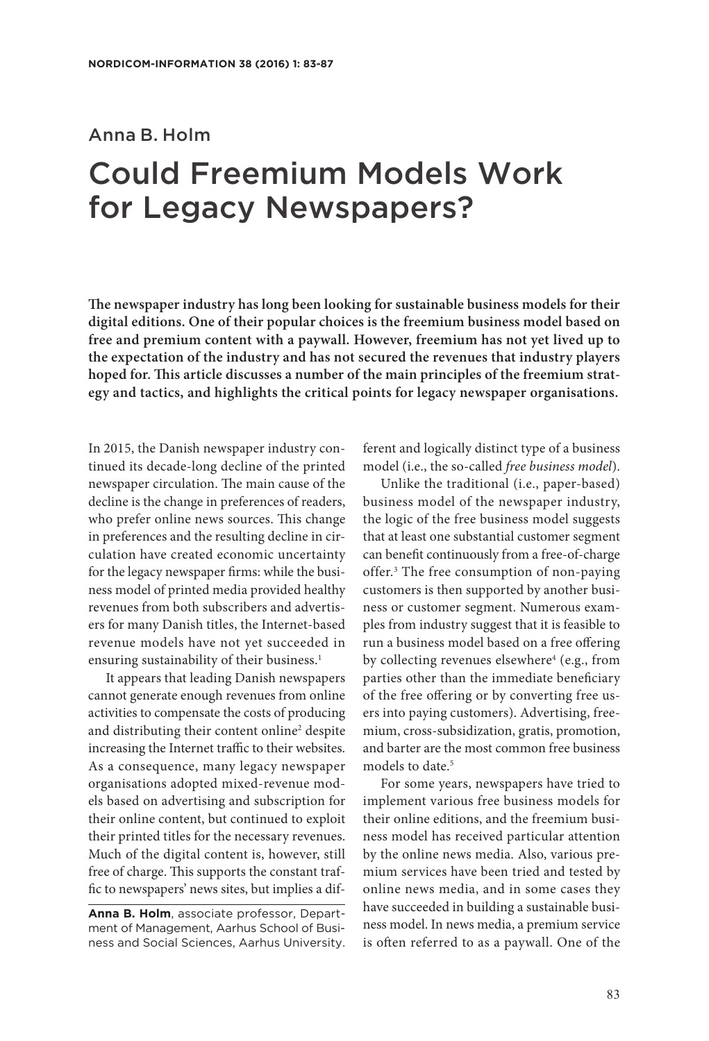Anna B. Holm

# Could Freemium Models Work for Legacy Newspapers?

**The newspaper industry has long been looking for sustainable business models for their digital editions. One of their popular choices is the freemium business model based on free and premium content with a paywall. However, freemium has not yet lived up to the expectation of the industry and has not secured the revenues that industry players hoped for. This article discusses a number of the main principles of the freemium strategy and tactics, and highlights the critical points for legacy newspaper organisations.**

In 2015, the Danish newspaper industry continued its decade-long decline of the printed newspaper circulation. The main cause of the decline is the change in preferences of readers, who prefer online news sources. This change in preferences and the resulting decline in circulation have created economic uncertainty for the legacy newspaper firms: while the business model of printed media provided healthy revenues from both subscribers and advertisers for many Danish titles, the Internet-based revenue models have not yet succeeded in ensuring sustainability of their business.[1]

It appears that leading Danish newspapers cannot generate enough revenues from online activities to compensate the costs of producing and distributing their content online[2] despite increasing the Internet traffic to their websites. As a consequence, many legacy newspaper organisations adopted mixed-revenue models based on advertising and subscription for their online content, but continued to exploit their printed titles for the necessary revenues. Much of the digital content is, however, still free of charge. This supports the constant traffic to newspapers' news sites, but implies a different and logically distinct type of a business model (i.e., the so-called *free business model*).

Unlike the traditional (i.e., paper-based) business model of the newspaper industry, the logic of the free business model suggests that at least one substantial customer segment can benefit continuously from a free-of-charge offer.[3] The free consumption of non-paying customers is then supported by another business or customer segment. Numerous examples from industry suggest that it is feasible to run a business model based on a free offering by collecting revenues elsewhere[4] (e.g., from parties other than the immediate beneficiary of the free offering or by converting free users into paying customers). Advertising, freemium, cross-subsidization, gratis, promotion, and barter are the most common free business models to date.[5]

For some years, newspapers have tried to implement various free business models for their online editions, and the freemium business model has received particular attention by the online news media. Also, various premium services have been tried and tested by online news media, and in some cases they have succeeded in building a sustainable business model. In news media, a premium service is often referred to as a paywall. One of the

**Anna B. Holm**, associate professor, Department of Management, Aarhus School of Business and Social Sciences, Aarhus University.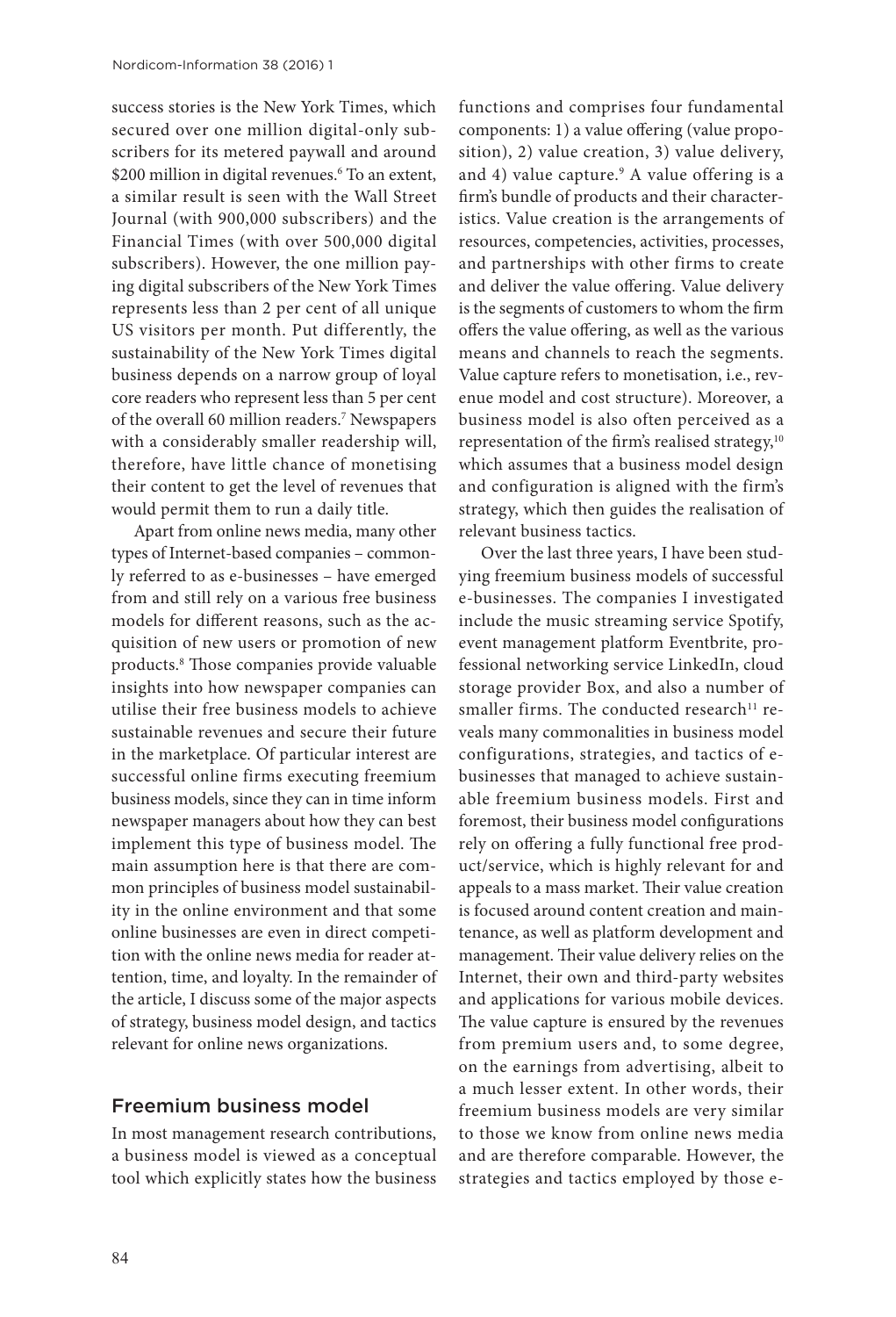success stories is the New York Times, which secured over one million digital-only subscribers for its metered paywall and around $200 million in digital revenues.[6] To an extent, a similar result is seen with the Wall Street Journal (with 900,000 subscribers) and the Financial Times (with over 500,000 digital subscribers). However, the one million paying digital subscribers of the New York Times represents less than 2 per cent of all unique US visitors per month. Put differently, the sustainability of the New York Times digital business depends on a narrow group of loyal core readers who represent less than 5 per cent of the overall 60 million readers.[7] Newspapers with a considerably smaller readership will, therefore, have little chance of monetising their content to get the level of revenues that would permit them to run a daily title.

Apart from online news media, many other types of Internet-based companies – commonly referred to as e-businesses – have emerged from and still rely on a various free business models for different reasons, such as the acquisition of new users or promotion of new products.[8] Those companies provide valuable insights into how newspaper companies can utilise their free business models to achieve sustainable revenues and secure their future in the marketplace. Of particular interest are successful online firms executing freemium business models, since they can in time inform newspaper managers about how they can best implement this type of business model. The main assumption here is that there are common principles of business model sustainability in the online environment and that some online businesses are even in direct competition with the online news media for reader attention, time, and loyalty. In the remainder of the article, I discuss some of the major aspects of strategy, business model design, and tactics relevant for online news organizations.

## Freemium business model

In most management research contributions, a business model is viewed as a conceptual tool which explicitly states how the business functions and comprises four fundamental components: 1) a value offering (value proposition), 2) value creation, 3) value delivery, and 4) value capture.[9] A value offering is a firm's bundle of products and their characteristics. Value creation is the arrangements of resources, competencies, activities, processes, and partnerships with other firms to create and deliver the value offering. Value delivery is the segments of customers to whom the firm offers the value offering, as well as the various means and channels to reach the segments. Value capture refers to monetisation, i.e., revenue model and cost structure). Moreover, a business model is also often perceived as a representation of the firm's realised strategy,[10] which assumes that a business model design and configuration is aligned with the firm's strategy, which then guides the realisation of relevant business tactics.

Over the last three years, I have been studying freemium business models of successful e-businesses. The companies I investigated include the music streaming service Spotify, event management platform Eventbrite, professional networking service LinkedIn, cloud storage provider Box, and also a number of smaller firms. The conducted research[11] reveals many commonalities in business model configurations, strategies, and tactics of e-businesses that managed to achieve sustainable freemium business models. First and foremost, their business model configurations rely on offering a fully functional free product/service, which is highly relevant for and appeals to a mass market. Their value creation is focused around content creation and maintenance, as well as platform development and management. Their value delivery relies on the Internet, their own and third-party websites and applications for various mobile devices. The value capture is ensured by the revenues from premium users and, to some degree, on the earnings from advertising, albeit to a much lesser extent. In other words, their freemium business models are very similar to those we know from online news media and are therefore comparable. However, the strategies and tactics employed by those e-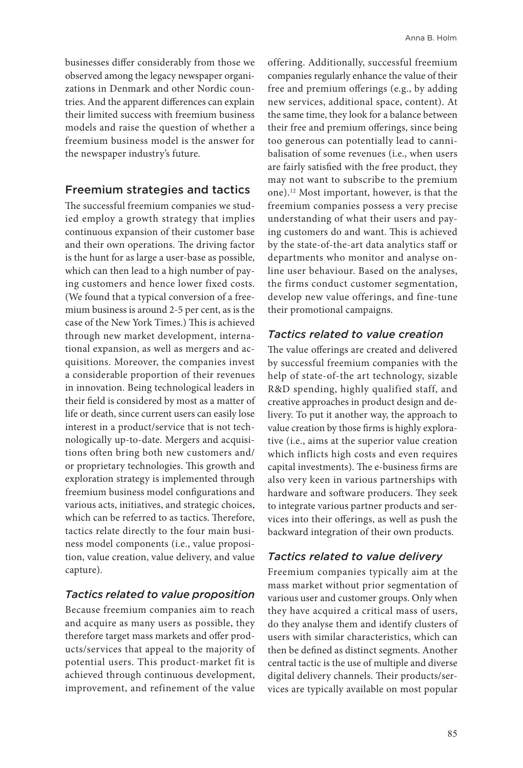businesses differ considerably from those we observed among the legacy newspaper organizations in Denmark and other Nordic countries. And the apparent differences can explain their limited success with freemium business models and raise the question of whether a freemium business model is the answer for the newspaper industry's future.

## Freemium strategies and tactics

The successful freemium companies we studied employ a growth strategy that implies continuous expansion of their customer base and their own operations. The driving factor is the hunt for as large a user-base as possible, which can then lead to a high number of paying customers and hence lower fixed costs. (We found that a typical conversion of a freemium business is around 2-5 per cent, as is the case of the New York Times.) This is achieved through new market development, international expansion, as well as mergers and acquisitions. Moreover, the companies invest a considerable proportion of their revenues in innovation. Being technological leaders in their field is considered by most as a matter of life or death, since current users can easily lose interest in a product/service that is not technologically up-to-date. Mergers and acquisitions often bring both new customers and/or proprietary technologies. This growth and exploration strategy is implemented through freemium business model configurations and various acts, initiatives, and strategic choices, which can be referred to as tactics. Therefore, tactics relate directly to the four main business model components (i.e., value proposition, value creation, value delivery, and value capture).

### *Tactics related to value proposition*

Because freemium companies aim to reach and acquire as many users as possible, they therefore target mass markets and offer products/services that appeal to the majority of potential users. This product-market fit is achieved through continuous development, improvement, and refinement of the value offering. Additionally, successful freemium companies regularly enhance the value of their free and premium offerings (e.g., by adding new services, additional space, content). At the same time, they look for a balance between their free and premium offerings, since being too generous can potentially lead to cannibalisation of some revenues (i.e., when users are fairly satisfied with the free product, they may not want to subscribe to the premium one).[12] Most important, however, is that the freemium companies possess a very precise understanding of what their users and paying customers do and want. This is achieved by the state-of-the-art data analytics staff or departments who monitor and analyse online user behaviour. Based on the analyses, the firms conduct customer segmentation, develop new value offerings, and fine-tune their promotional campaigns.

### *Tactics related to value creation*

The value offerings are created and delivered by successful freemium companies with the help of state-of-the art technology, sizable R&D spending, highly qualified staff, and creative approaches in product design and delivery. To put it another way, the approach to value creation by those firms is highly explorative (i.e., aims at the superior value creation which inflicts high costs and even requires capital investments). The e-business firms are also very keen in various partnerships with hardware and software producers. They seek to integrate various partner products and services into their offerings, as well as push the backward integration of their own products.

### *Tactics related to value delivery*

Freemium companies typically aim at the mass market without prior segmentation of various user and customer groups. Only when they have acquired a critical mass of users, do they analyse them and identify clusters of users with similar characteristics, which can then be defined as distinct segments. Another central tactic is the use of multiple and diverse digital delivery channels. Their products/services are typically available on most popular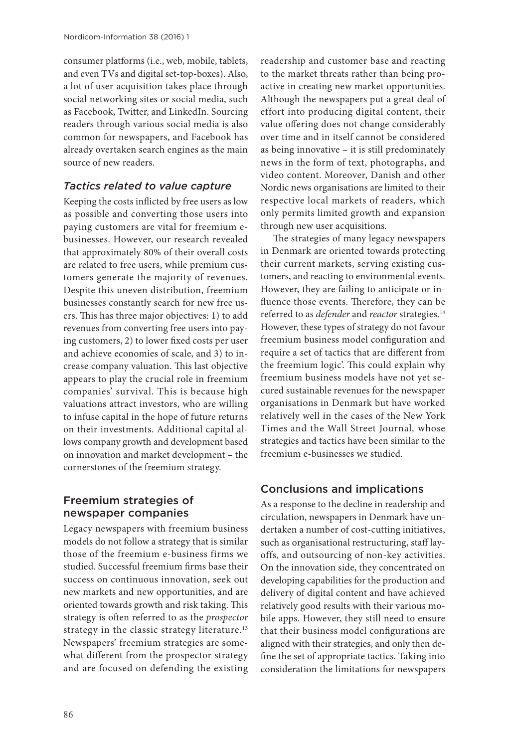consumer platforms (i.e., web, mobile, tablets, and even TVs and digital set-top-boxes). Also, a lot of user acquisition takes place through social networking sites or social media, such as Facebook, Twitter, and LinkedIn. Sourcing readers through various social media is also common for newspapers, and Facebook has already overtaken search engines as the main source of new readers.

### *Tactics related to value capture*

Keeping the costs inflicted by free users as low as possible and converting those users into paying customers are vital for freemium e-businesses. However, our research revealed that approximately 80% of their overall costs are related to free users, while premium customers generate the majority of revenues. Despite this uneven distribution, freemium businesses constantly search for new free users. This has three major objectives: 1) to add revenues from converting free users into paying customers, 2) to lower fixed costs per user and achieve economies of scale, and 3) to increase company valuation. This last objective appears to play the crucial role in freemium companies' survival. This is because high valuations attract investors, who are willing to infuse capital in the hope of future returns on their investments. Additional capital allows company growth and development based on innovation and market development – the cornerstones of the freemium strategy.

## Freemium strategies of newspaper companies

Legacy newspapers with freemium business models do not follow a strategy that is similar those of the freemium e-business firms we studied. Successful freemium firms base their success on continuous innovation, seek out new markets and new opportunities, and are oriented towards growth and risk taking. This strategy is often referred to as the *prospector* strategy in the classic strategy literature.[13] Newspapers' freemium strategies are somewhat different from the prospector strategy and are focused on defending the existing readership and customer base and reacting to the market threats rather than being proactive in creating new market opportunities. Although the newspapers put a great deal of effort into producing digital content, their value offering does not change considerably over time and in itself cannot be considered as being innovative – it is still predominately news in the form of text, photographs, and video content. Moreover, Danish and other Nordic news organisations are limited to their respective local markets of readers, which only permits limited growth and expansion through new user acquisitions.

The strategies of many legacy newspapers in Denmark are oriented towards protecting their current markets, serving existing customers, and reacting to environmental events. However, they are failing to anticipate or influence those events. Therefore, they can be referred to as *defender* and *reactor* strategies.[14] However, these types of strategy do not favour freemium business model configuration and require a set of tactics that are different from the freemium logic'. This could explain why freemium business models have not yet secured sustainable revenues for the newspaper organisations in Denmark but have worked relatively well in the cases of the New York Times and the Wall Street Journal, whose strategies and tactics have been similar to the freemium e-businesses we studied.

## Conclusions and implications

As a response to the decline in readership and circulation, newspapers in Denmark have undertaken a number of cost-cutting initiatives, such as organisational restructuring, staff layoffs, and outsourcing of non-key activities. On the innovation side, they concentrated on developing capabilities for the production and delivery of digital content and have achieved relatively good results with their various mobile apps. However, they still need to ensure that their business model configurations are aligned with their strategies, and only then define the set of appropriate tactics. Taking into consideration the limitations for newspapers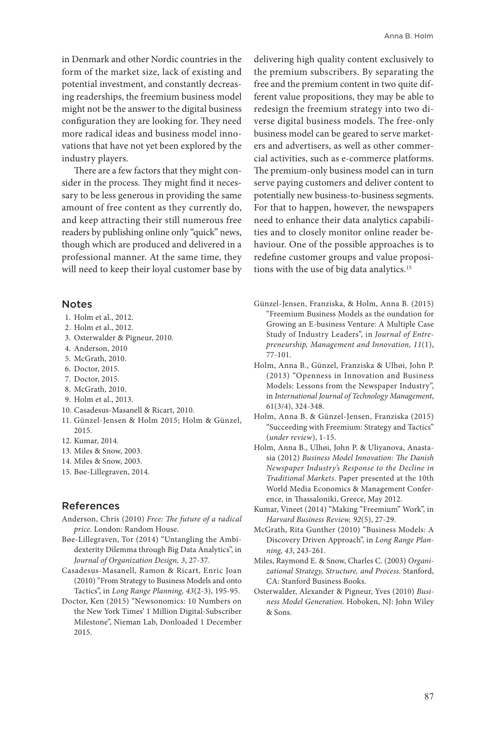in Denmark and other Nordic countries in the form of the market size, lack of existing and potential investment, and constantly decreasing readerships, the freemium business model might not be the answer to the digital business configuration they are looking for. They need more radical ideas and business model innovations that have not yet been explored by the industry players.

There are a few factors that they might consider in the process. They might find it necessary to be less generous in providing the same amount of free content as they currently do, and keep attracting their still numerous free readers by publishing online only "quick" news, though which are produced and delivered in a professional manner. At the same time, they will need to keep their loyal customer base by delivering high quality content exclusively to the premium subscribers. By separating the free and the premium content in two quite different value propositions, they may be able to redesign the freemium strategy into two diverse digital business models. The free-only business model can be geared to serve marketers and advertisers, as well as other commercial activities, such as e-commerce platforms. The premium-only business model can in turn serve paying customers and deliver content to potentially new business-to-business segments. For that to happen, however, the newspapers need to enhance their data analytics capabilities and to closely monitor online reader behaviour. One of the possible approaches is to redefine customer groups and value propositions with the use of big data analytics.[15]

## Notes

1. Holm et al., 2012.
2. Holm et al., 2012.
3. Osterwalder & Pigneur, 2010.
4. Anderson, 2010
5. McGrath, 2010.
6. Doctor, 2015.
7. Doctor, 2015.
8. McGrath, 2010.
9. Holm et al., 2013.
10. Casadesus-Masanell & Ricart, 2010.
11. Günzel-Jensen & Holm 2015; Holm & Günzel, 2015.
12. Kumar, 2014.
13. Miles & Snow, 2003.
14. Miles & Snow, 2003.
15. Bøe-Lillegraven, 2014.

## References

Anderson, Chris (2010) *Free: The future of a radical price*. London: Random House.

Bøe-Lillegraven, Tor (2014) "Untangling the Ambidexterity Dilemma through Big Data Analytics", in *Journal of Organization Design, 3*, 27-37.

Casadesus-Masanell, Ramon & Ricart, Enric Joan (2010) "From Strategy to Business Models and onto Tactics", in *Long Range Planning, 43*(2-3), 195-95.

Doctor, Ken (2015) "Newsonomics: 10 Numbers on the New York Times' 1 Million Digital-Subscriber Milestone", Nieman Lab, Donloaded 1 December 2015.

Günzel-Jensen, Franziska, & Holm, Anna B. (2015) "Freemium Business Models as the oundation for Growing an E-business Venture: A Multiple Case Study of Industry Leaders", in *Journal of Entrepreneurship, Management and Innovation, 11*(1), 77-101.

Holm, Anna B., Günzel, Franziska & Ulhøi, John P. (2013) "Openness in Innovation and Business Models: Lessons from the Newspaper Industry", in *International Journal of Technology Management*, 61(3/4), 324-348.

Holm, Anna B. & Günzel-Jensen, Franziska (2015) "Succeeding with Freemium: Strategy and Tactics" (*under review*), 1-15.

Holm, Anna B., Ulhøi, John P. & Uliyanova, Anastasia (2012) *Business Model Innovation: The Danish Newspaper Industry's Response to the Decline in Traditional Markets*. Paper presented at the 10th World Media Economics & Management Conference, in Thassaloniki, Greece, May 2012.

Kumar, Vineet (2014) "Making "Freemium" Work", in *Harvard Business Review, 92*(5), 27-29.

McGrath, Rita Gunther (2010) "Business Models: A Discovery Driven Approach", in *Long Range Planning, 43*, 243-261.

Miles, Raymond E. & Snow, Charles C. (2003) *Organizational Strategy, Structure, and Process*. Stanford, CA: Stanford Business Books.

Osterwalder, Alexander & Pigneur, Yves (2010) *Business Model Generation*. Hoboken, NJ: John Wiley & Sons.